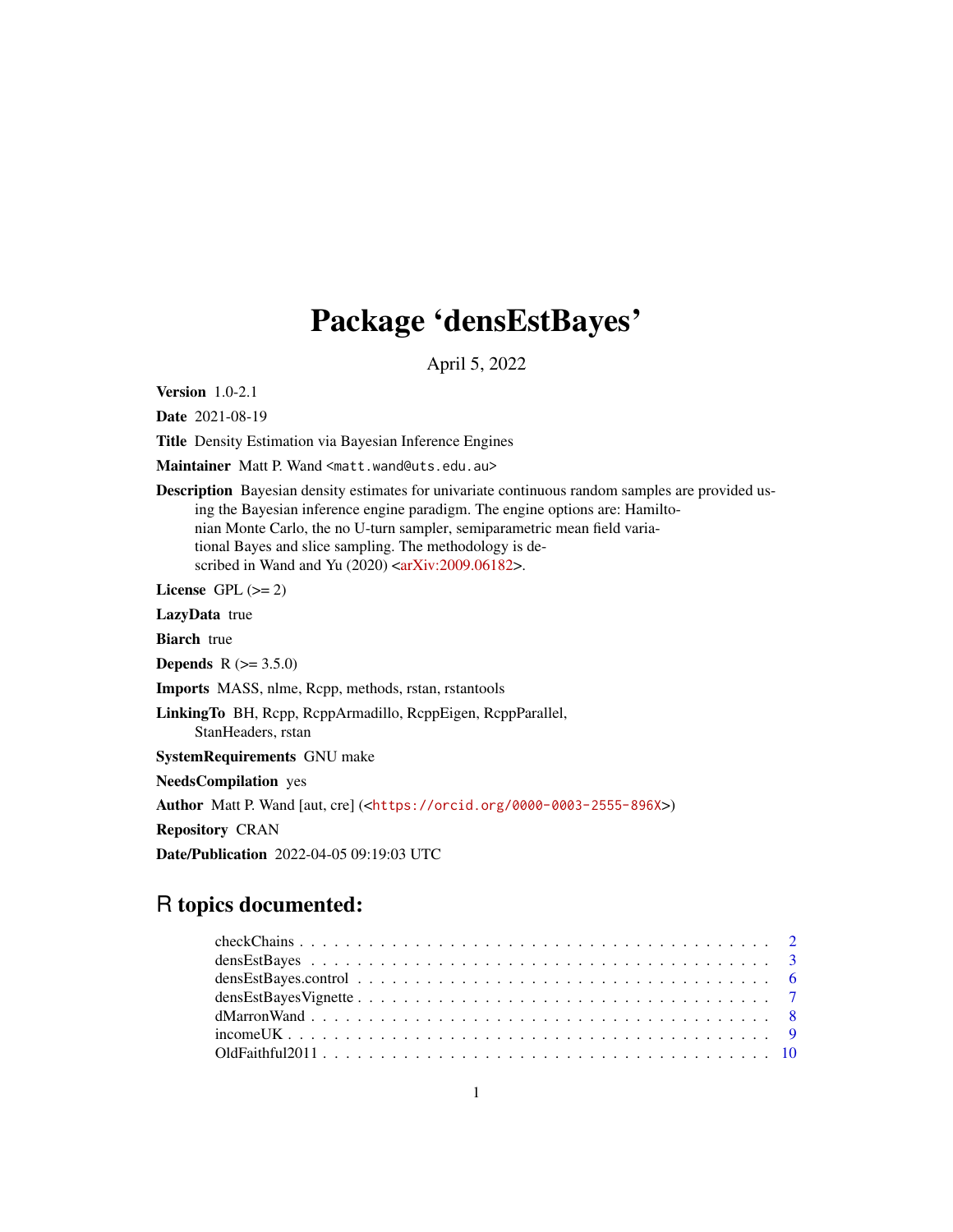# Package 'densEstBayes'

April 5, 2022

**Version** 1.0-2.1

**Date** 2021-08-19

**Title** Density Estimation via Bayesian Inference Engines

**Maintainer** Matt P. Wand <matt.wand@uts.edu.au>

**Description** Bayesian density estimates for univariate continuous random samples are provided using the Bayesian inference engine paradigm. The engine options are: Hamiltonian Monte Carlo, the no U-turn sampler, semiparametric mean field variational Bayes and slice sampling. The methodology is described in Wand and Yu (2020) <arXiv:2009.06182>.

**License** GPL (>= 2)

**LazyData** true

**Biarch** true

**Depends** R (>= 3.5.0)

**Imports** MASS, nlme, Rcpp, methods, rstan, rstantools

**LinkingTo** BH, Rcpp, RcppArmadillo, RcppEigen, RcppParallel, StanHeaders, rstan

**SystemRequirements** GNU make

**NeedsCompilation** yes

**Author** Matt P. Wand [aut, cre] (<https://orcid.org/0000-0003-2555-896X>)

**Repository** CRAN

**Date/Publication** 2022-04-05 09:19:03 UTC

## R topics documented:

checkChains . . . . . . . . . . . . . . . . . . . . . . . . . . . . . . . . . . . . . . . . 2
densEstBayes . . . . . . . . . . . . . . . . . . . . . . . . . . . . . . . . . . . . . . . . 3
densEstBayes.control . . . . . . . . . . . . . . . . . . . . . . . . . . . . . . . . . . . . 6
densEstBayesVignette . . . . . . . . . . . . . . . . . . . . . . . . . . . . . . . . . . . 7
dMarronWand . . . . . . . . . . . . . . . . . . . . . . . . . . . . . . . . . . . . . . . . 8
incomeUK . . . . . . . . . . . . . . . . . . . . . . . . . . . . . . . . . . . . . . . . . . 9
OldFaithful2011 . . . . . . . . . . . . . . . . . . . . . . . . . . . . . . . . . . . . . . 10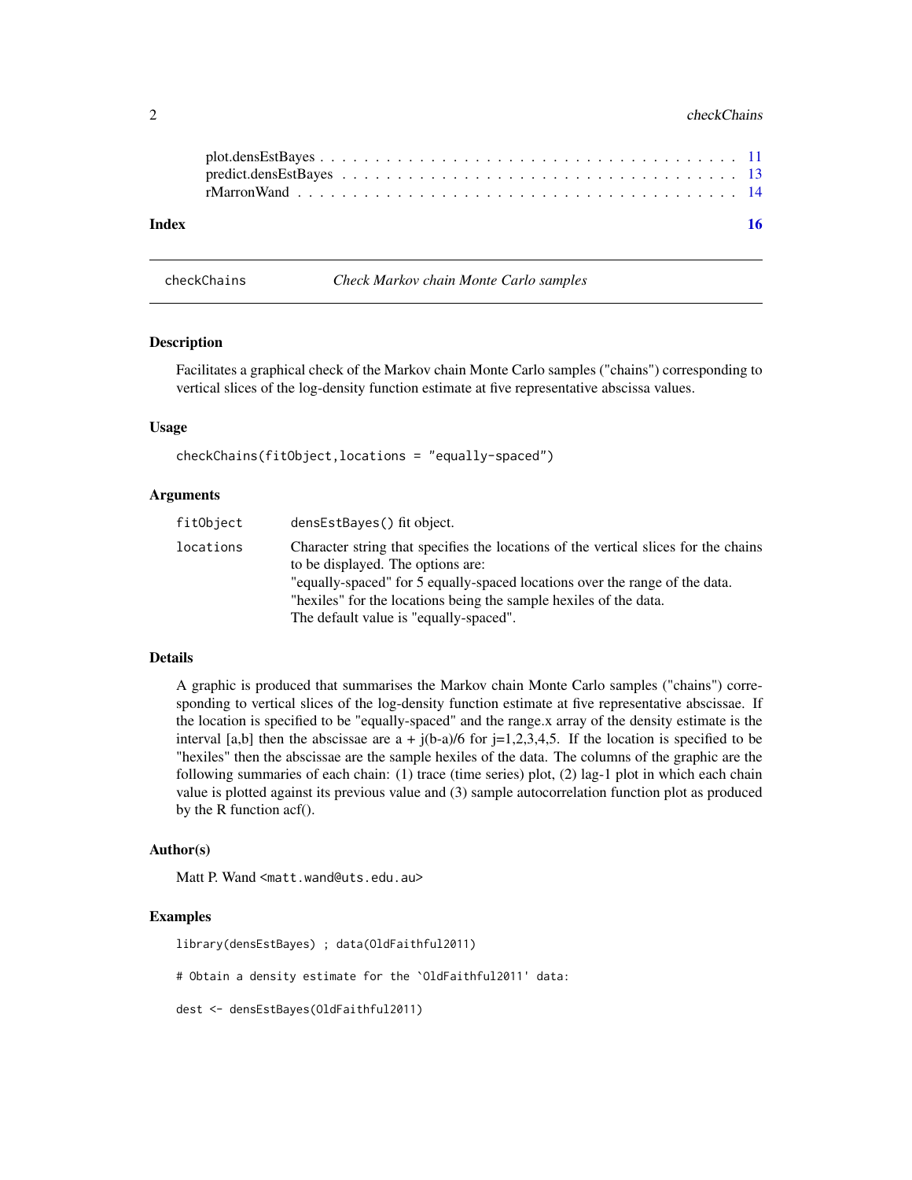plot.densEstBayes . . . . . . . . . . . . . . . . . . . . . . . . . . . . . . . . . . . 11
predict.densEstBayes . . . . . . . . . . . . . . . . . . . . . . . . . . . . . . . . . . 13
rMarronWand . . . . . . . . . . . . . . . . . . . . . . . . . . . . . . . . . . . . . . . 14

**Index** **16**

---

## checkChains — *Check Markov chain Monte Carlo samples*

---

### Description

Facilitates a graphical check of the Markov chain Monte Carlo samples ("chains") corresponding to vertical slices of the log-density function estimate at five representative abscissa values.

### Usage

```
checkChains(fitObject,locations = "equally-spaced")
```

### Arguments

| | |
|---|---|
| `fitObject` | densEstBayes() fit object. |
| `locations` | Character string that specifies the locations of the vertical slices for the chains to be displayed. The options are:<br>"equally-spaced" for 5 equally-spaced locations over the range of the data.<br>"hexiles" for the locations being the sample hexiles of the data.<br>The default value is "equally-spaced". |

### Details

A graphic is produced that summarises the Markov chain Monte Carlo samples ("chains") corresponding to vertical slices of the log-density function estimate at five representative abscissae. If the location is specified to be "equally-spaced" and the range.x array of the density estimate is the interval [a,b] then the abscissae are a + j(b-a)/6 for j=1,2,3,4,5. If the location is specified to be "hexiles" then the abscissae are the sample hexiles of the data. The columns of the graphic are the following summaries of each chain: (1) trace (time series) plot, (2) lag-1 plot in which each chain value is plotted against its previous value and (3) sample autocorrelation function plot as produced by the R function acf().

### Author(s)

Matt P. Wand <matt.wand@uts.edu.au>

### Examples

```
library(densEstBayes) ; data(OldFaithful2011)

# Obtain a density estimate for the `OldFaithful2011' data:

dest <- densEstBayes(OldFaithful2011)
```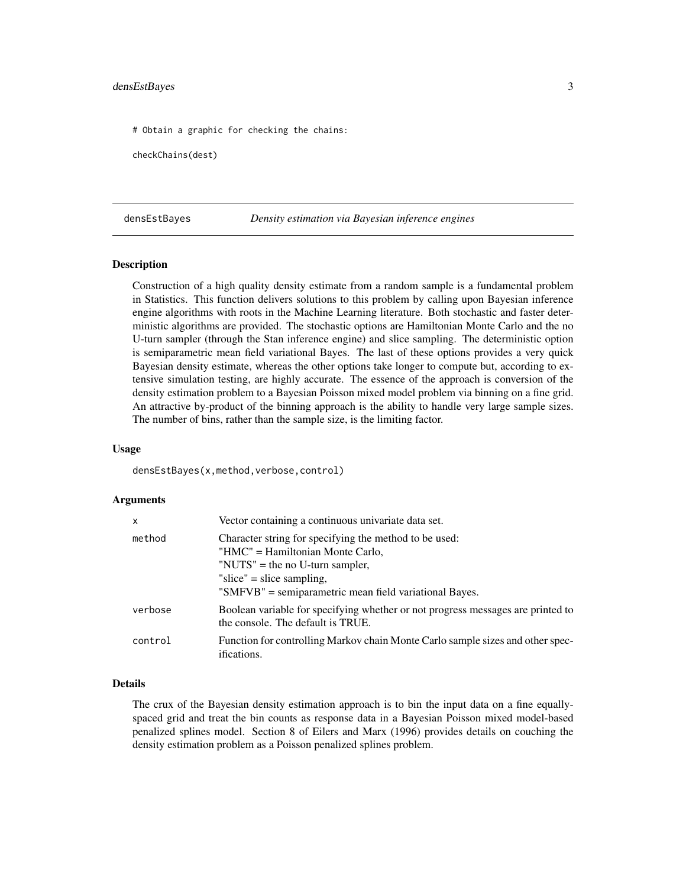```
# Obtain a graphic for checking the chains:

checkChains(dest)
```

---

## densEstBayes — *Density estimation via Bayesian inference engines*

### Description

Construction of a high quality density estimate from a random sample is a fundamental problem in Statistics. This function delivers solutions to this problem by calling upon Bayesian inference engine algorithms with roots in the Machine Learning literature. Both stochastic and faster deterministic algorithms are provided. The stochastic options are Hamiltonian Monte Carlo and the no U-turn sampler (through the Stan inference engine) and slice sampling. The deterministic option is semiparametric mean field variational Bayes. The last of these options provides a very quick Bayesian density estimate, whereas the other options take longer to compute but, according to extensive simulation testing, are highly accurate. The essence of the approach is conversion of the density estimation problem to a Bayesian Poisson mixed model problem via binning on a fine grid. An attractive by-product of the binning approach is the ability to handle very large sample sizes. The number of bins, rather than the sample size, is the limiting factor.

### Usage

```
densEstBayes(x,method,verbose,control)
```

### Arguments

| | |
|---|---|
| `x` | Vector containing a continuous univariate data set. |
| `method` | Character string for specifying the method to be used:<br>"HMC" = Hamiltonian Monte Carlo,<br>"NUTS" = the no U-turn sampler,<br>"slice" = slice sampling,<br>"SMFVB" = semiparametric mean field variational Bayes. |
| `verbose` | Boolean variable for specifying whether or not progress messages are printed to the console. The default is TRUE. |
| `control` | Function for controlling Markov chain Monte Carlo sample sizes and other specifications. |

### Details

The crux of the Bayesian density estimation approach is to bin the input data on a fine equally-spaced grid and treat the bin counts as response data in a Bayesian Poisson mixed model-based penalized splines model. Section 8 of Eilers and Marx (1996) provides details on couching the density estimation problem as a Poisson penalized splines problem.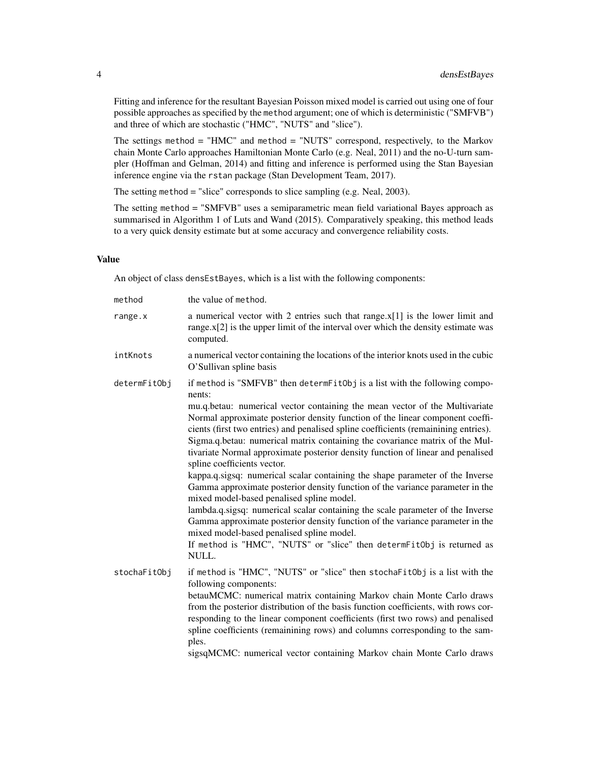Fitting and inference for the resultant Bayesian Poisson mixed model is carried out using one of four possible approaches as specified by the `method` argument; one of which is deterministic ("SMFVB") and three of which are stochastic ("HMC", "NUTS" and "slice").

The settings `method` = "HMC" and `method` = "NUTS" correspond, respectively, to the Markov chain Monte Carlo approaches Hamiltonian Monte Carlo (e.g. Neal, 2011) and the no-U-turn sampler (Hoffman and Gelman, 2014) and fitting and inference is performed using the Stan Bayesian inference engine via the `rstan` package (Stan Development Team, 2017).

The setting `method` = "slice" corresponds to slice sampling (e.g. Neal, 2003).

The setting `method` = "SMFVB" uses a semiparametric mean field variational Bayes approach as summarised in Algorithm 1 of Luts and Wand (2015). Comparatively speaking, this method leads to a very quick density estimate but at some accuracy and convergence reliability costs.

## Value

An object of class `densEstBayes`, which is a list with the following components:

| | |
|---|---|
| `method` | the value of `method`. |
| `range.x` | a numerical vector with 2 entries such that range.x[1] is the lower limit and range.x[2] is the upper limit of the interval over which the density estimate was computed. |
| `intKnots` | a numerical vector containing the locations of the interior knots used in the cubic O'Sullivan spline basis |
| `determFitObj` | if `method` is "SMFVB" then `determFitObj` is a list with the following components: mu.q.betau: numerical vector containing the mean vector of the Multivariate Normal approximate posterior density function of the linear component coefficients (first two entries) and penalised spline coefficients (remainining entries). Sigma.q.betau: numerical matrix containing the covariance matrix of the Multivariate Normal approximate posterior density function of linear and penalised spline coefficients vector. kappa.q.sigsq: numerical scalar containing the shape parameter of the Inverse Gamma approximate posterior density function of the variance parameter in the mixed model-based penalised spline model. lambda.q.sigsq: numerical scalar containing the scale parameter of the Inverse Gamma approximate posterior density function of the variance parameter in the mixed model-based penalised spline model. If `method` is "HMC", "NUTS" or "slice" then `determFitObj` is returned as NULL. |
| `stochaFitObj` | if `method` is "HMC", "NUTS" or "slice" then `stochaFitObj` is a list with the following components: betauMCMC: numerical matrix containing Markov chain Monte Carlo draws from the posterior distribution of the basis function coefficients, with rows corresponding to the linear component coefficients (first two rows) and penalised spline coefficients (remainining rows) and columns corresponding to the samples. sigsqMCMC: numerical vector containing Markov chain Monte Carlo draws |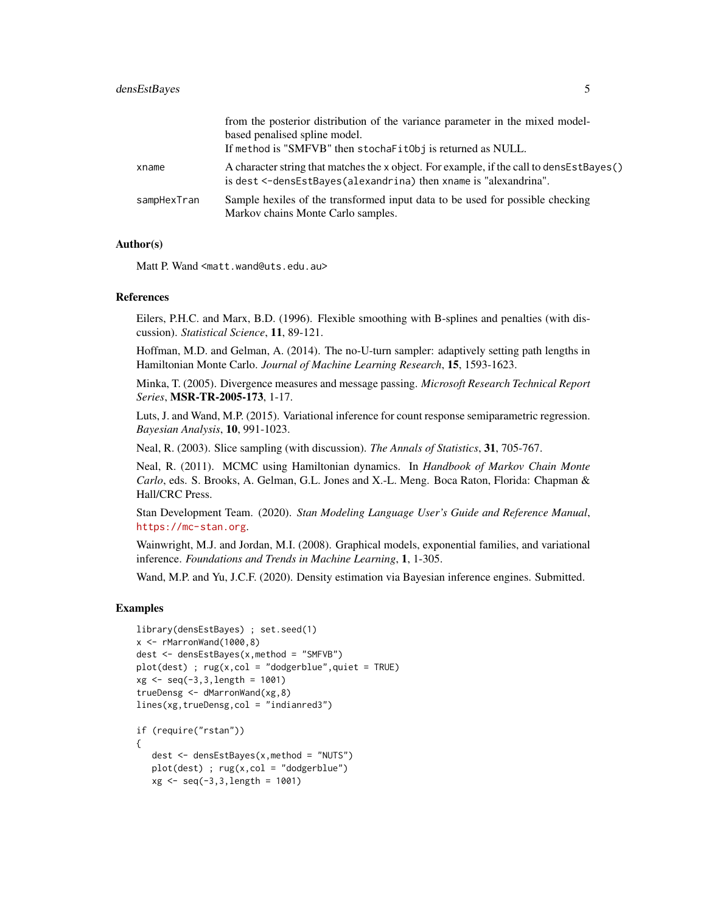|  |  |
|---|---|
|  | from the posterior distribution of the variance parameter in the mixed model-based penalised spline model. If method is "SMFVB" then stochaFitObj is returned as NULL. |
| xname | A character string that matches the x object. For example, if the call to densEstBayes() is dest <-densEstBayes(alexandrina) then xname is "alexandrina". |
| sampHexTran | Sample hexiles of the transformed input data to be used for possible checking Markov chains Monte Carlo samples. |

## Author(s)

Matt P. Wand <matt.wand@uts.edu.au>

## References

Eilers, P.H.C. and Marx, B.D. (1996). Flexible smoothing with B-splines and penalties (with discussion). *Statistical Science*, **11**, 89-121.

Hoffman, M.D. and Gelman, A. (2014). The no-U-turn sampler: adaptively setting path lengths in Hamiltonian Monte Carlo. *Journal of Machine Learning Research*, **15**, 1593-1623.

Minka, T. (2005). Divergence measures and message passing. *Microsoft Research Technical Report Series*, **MSR-TR-2005-173**, 1-17.

Luts, J. and Wand, M.P. (2015). Variational inference for count response semiparametric regression. *Bayesian Analysis*, **10**, 991-1023.

Neal, R. (2003). Slice sampling (with discussion). *The Annals of Statistics*, **31**, 705-767.

Neal, R. (2011). MCMC using Hamiltonian dynamics. In *Handbook of Markov Chain Monte Carlo*, eds. S. Brooks, A. Gelman, G.L. Jones and X.-L. Meng. Boca Raton, Florida: Chapman & Hall/CRC Press.

Stan Development Team. (2020). *Stan Modeling Language User's Guide and Reference Manual*, https://mc-stan.org.

Wainwright, M.J. and Jordan, M.I. (2008). Graphical models, exponential families, and variational inference. *Foundations and Trends in Machine Learning*, **1**, 1-305.

Wand, M.P. and Yu, J.C.F. (2020). Density estimation via Bayesian inference engines. Submitted.

## Examples

```
library(densEstBayes) ; set.seed(1)
x <- rMarronWand(1000,8)
dest <- densEstBayes(x,method = "SMFVB")
plot(dest) ; rug(x,col = "dodgerblue",quiet = TRUE)
xg <- seq(-3,3,length = 1001)
trueDensg <- dMarronWand(xg,8)
lines(xg,trueDensg,col = "indianred3")

if (require("rstan"))
{
   dest <- densEstBayes(x,method = "NUTS")
   plot(dest) ; rug(x,col = "dodgerblue")
   xg <- seq(-3,3,length = 1001)
```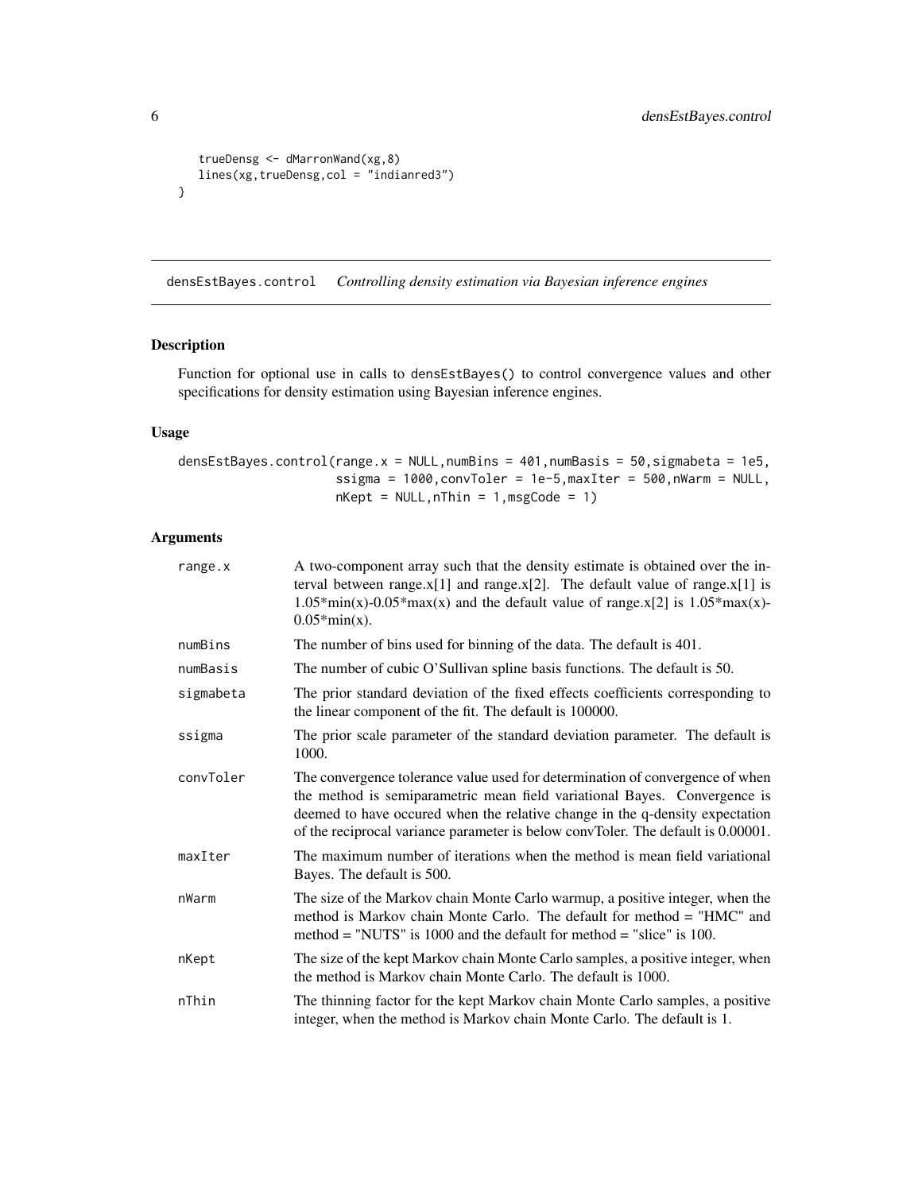```
    trueDensg <- dMarronWand(xg,8)
    lines(xg,trueDensg,col = "indianred3")
}
```

---

## densEstBayes.control &nbsp;&nbsp; *Controlling density estimation via Bayesian inference engines*

---

### Description

Function for optional use in calls to densEstBayes() to control convergence values and other specifications for density estimation using Bayesian inference engines.

### Usage

```
densEstBayes.control(range.x = NULL,numBins = 401,numBasis = 50,sigmabeta = 1e5,
                     ssigma = 1000,convToler = 1e-5,maxIter = 500,nWarm = NULL,
                     nKept = NULL,nThin = 1,msgCode = 1)
```

### Arguments

| | |
|---|---|
| range.x | A two-component array such that the density estimate is obtained over the interval between range.x[1] and range.x[2]. The default value of range.x[1] is 1.05*min(x)-0.05*max(x) and the default value of range.x[2] is 1.05*max(x)-0.05*min(x). |
| numBins | The number of bins used for binning of the data. The default is 401. |
| numBasis | The number of cubic O'Sullivan spline basis functions. The default is 50. |
| sigmabeta | The prior standard deviation of the fixed effects coefficients corresponding to the linear component of the fit. The default is 100000. |
| ssigma | The prior scale parameter of the standard deviation parameter. The default is 1000. |
| convToler | The convergence tolerance value used for determination of convergence of when the method is semiparametric mean field variational Bayes. Convergence is deemed to have occured when the relative change in the q-density expectation of the reciprocal variance parameter is below convToler. The default is 0.00001. |
| maxIter | The maximum number of iterations when the method is mean field variational Bayes. The default is 500. |
| nWarm | The size of the Markov chain Monte Carlo warmup, a positive integer, when the method is Markov chain Monte Carlo. The default for method = "HMC" and method = "NUTS" is 1000 and the default for method = "slice" is 100. |
| nKept | The size of the kept Markov chain Monte Carlo samples, a positive integer, when the method is Markov chain Monte Carlo. The default is 1000. |
| nThin | The thinning factor for the kept Markov chain Monte Carlo samples, a positive integer, when the method is Markov chain Monte Carlo. The default is 1. |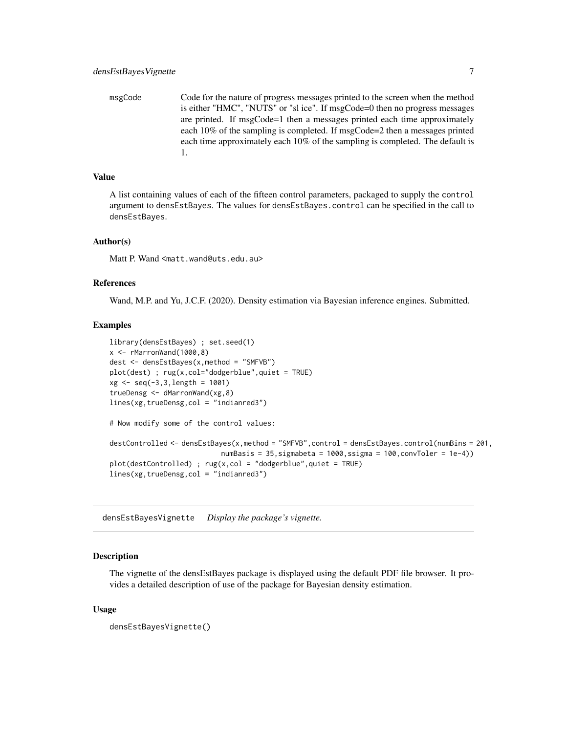| | |
|---|---|
| msgCode | Code for the nature of progress messages printed to the screen when the method is either "HMC", "NUTS" or "sl ice". If msgCode=0 then no progress messages are printed. If msgCode=1 then a messages printed each time approximately each 10% of the sampling is completed. If msgCode=2 then a messages printed each time approximately each 10% of the sampling is completed. The default is 1. |

### Value

A list containing values of each of the fifteen control parameters, packaged to supply the control argument to densEstBayes. The values for densEstBayes.control can be specified in the call to densEstBayes.

### Author(s)

Matt P. Wand <matt.wand@uts.edu.au>

### References

Wand, M.P. and Yu, J.C.F. (2020). Density estimation via Bayesian inference engines. Submitted.

### Examples

```
library(densEstBayes) ; set.seed(1)
x <- rMarronWand(1000,8)
dest <- densEstBayes(x,method = "SMFVB")
plot(dest) ; rug(x,col="dodgerblue",quiet = TRUE)
xg <- seq(-3,3,length = 1001)
trueDensg <- dMarronWand(xg,8)
lines(xg,trueDensg,col = "indianred3")

# Now modify some of the control values:

destControlled <- densEstBayes(x,method = "SMFVB",control = densEstBayes.control(numBins = 201,
                           numBasis = 35,sigmabeta = 1000,ssigma = 100,convToler = 1e-4))
plot(destControlled) ; rug(x,col = "dodgerblue",quiet = TRUE)
lines(xg,trueDensg,col = "indianred3")
```

---

## densEstBayesVignette *Display the package's vignette.*

---

### Description

The vignette of the densEstBayes package is displayed using the default PDF file browser. It provides a detailed description of use of the package for Bayesian density estimation.

### Usage

```
densEstBayesVignette()
```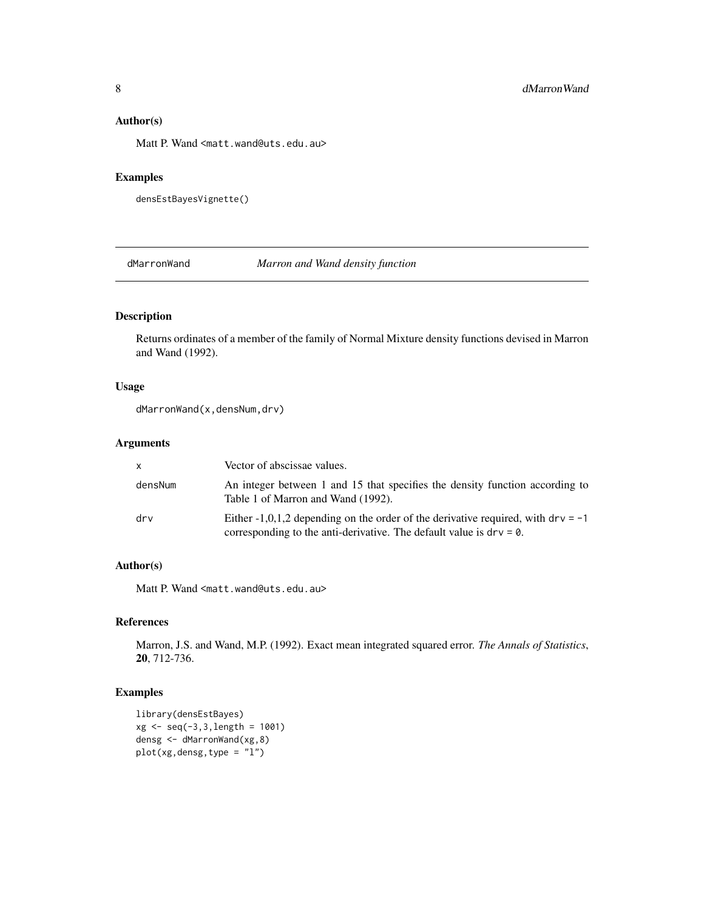## Author(s)

Matt P. Wand <matt.wand@uts.edu.au>

## Examples

```
densEstBayesVignette()
```

---

# dMarronWand — *Marron and Wand density function*

## Description

Returns ordinates of a member of the family of Normal Mixture density functions devised in Marron and Wand (1992).

## Usage

```
dMarronWand(x,densNum,drv)
```

## Arguments

| | |
|---|---|
| x | Vector of abscissae values. |
| densNum | An integer between 1 and 15 that specifies the density function according to Table 1 of Marron and Wand (1992). |
| drv | Either -1,0,1,2 depending on the order of the derivative required, with `drv = -1` corresponding to the anti-derivative. The default value is `drv = 0`. |

## Author(s)

Matt P. Wand <matt.wand@uts.edu.au>

## References

Marron, J.S. and Wand, M.P. (1992). Exact mean integrated squared error. *The Annals of Statistics*, **20**, 712-736.

## Examples

```
library(densEstBayes)
xg <- seq(-3,3,length = 1001)
densg <- dMarronWand(xg,8)
plot(xg,densg,type = "l")
```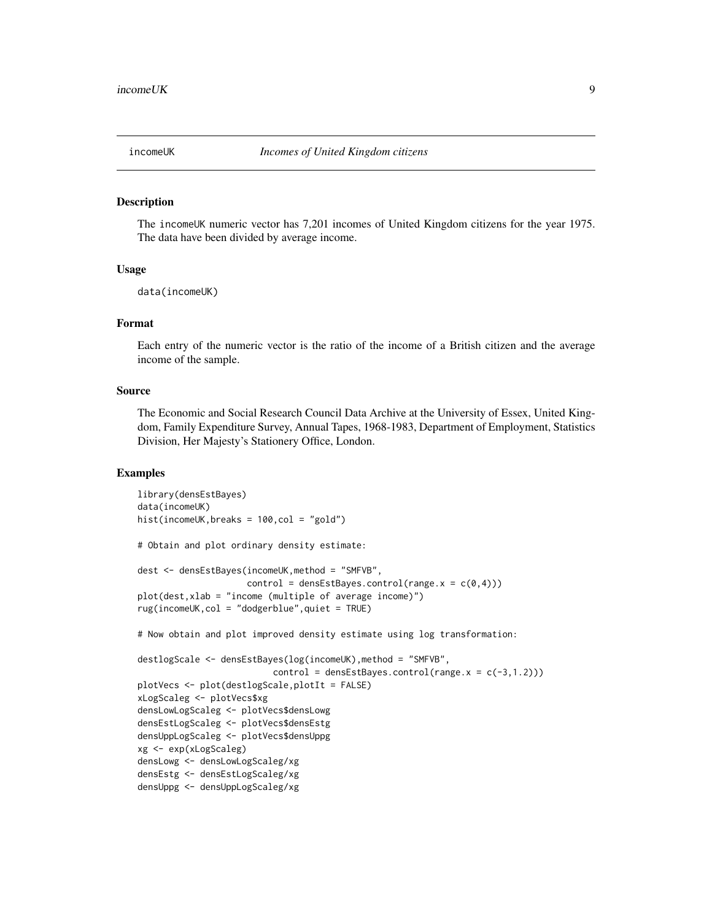incomeUK *Incomes of United Kingdom citizens*

## Description

The incomeUK numeric vector has 7,201 incomes of United Kingdom citizens for the year 1975. The data have been divided by average income.

## Usage

```
data(incomeUK)
```

## Format

Each entry of the numeric vector is the ratio of the income of a British citizen and the average income of the sample.

## Source

The Economic and Social Research Council Data Archive at the University of Essex, United Kingdom, Family Expenditure Survey, Annual Tapes, 1968-1983, Department of Employment, Statistics Division, Her Majesty's Stationery Office, London.

## Examples

```
library(densEstBayes)
data(incomeUK)
hist(incomeUK,breaks = 100,col = "gold")

# Obtain and plot ordinary density estimate:

dest <- densEstBayes(incomeUK,method = "SMFVB",
                     control = densEstBayes.control(range.x = c(0,4)))
plot(dest,xlab = "income (multiple of average income)")
rug(incomeUK,col = "dodgerblue",quiet = TRUE)

# Now obtain and plot improved density estimate using log transformation:

destlogScale <- densEstBayes(log(incomeUK),method = "SMFVB",
                             control = densEstBayes.control(range.x = c(-3,1.2)))
plotVecs <- plot(destlogScale,plotIt = FALSE)
xLogScaleg <- plotVecs$xg
densLowLogScaleg <- plotVecs$densLowg
densEstLogScaleg <- plotVecs$densEstg
densUppLogScaleg <- plotVecs$densUppg
xg <- exp(xLogScaleg)
densLowg <- densLowLogScaleg/xg
densEstg <- densEstLogScaleg/xg
densUppg <- densUppLogScaleg/xg
```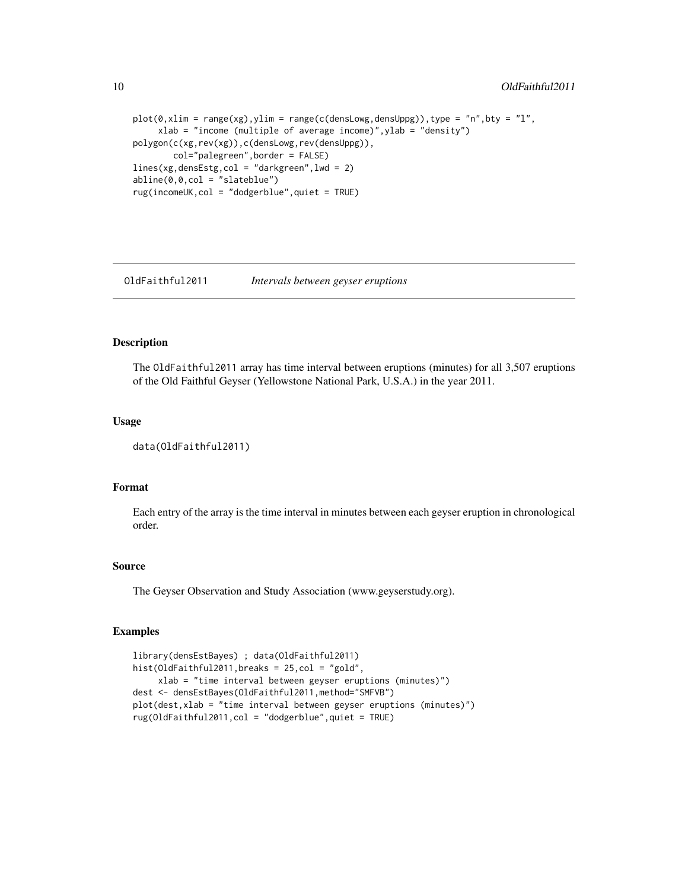```
plot(0,xlim = range(xg),ylim = range(c(densLowg,densUppg)),type = "n",bty = "l",
     xlab = "income (multiple of average income)",ylab = "density")
polygon(c(xg,rev(xg)),c(densLowg,rev(densUppg)),
        col="palegreen",border = FALSE)
lines(xg,densEstg,col = "darkgreen",lwd = 2)
abline(0,0,col = "slateblue")
rug(incomeUK,col = "dodgerblue",quiet = TRUE)
```

## OldFaithful2011 *Intervals between geyser eruptions*

### Description

The OldFaithful2011 array has time interval between eruptions (minutes) for all 3,507 eruptions of the Old Faithful Geyser (Yellowstone National Park, U.S.A.) in the year 2011.

### Usage

```
data(OldFaithful2011)
```

### Format

Each entry of the array is the time interval in minutes between each geyser eruption in chronological order.

### Source

The Geyser Observation and Study Association (www.geyserstudy.org).

### Examples

```
library(densEstBayes) ; data(OldFaithful2011)
hist(OldFaithful2011,breaks = 25,col = "gold",
     xlab = "time interval between geyser eruptions (minutes)")
dest <- densEstBayes(OldFaithful2011,method="SMFVB")
plot(dest,xlab = "time interval between geyser eruptions (minutes)")
rug(OldFaithful2011,col = "dodgerblue",quiet = TRUE)
```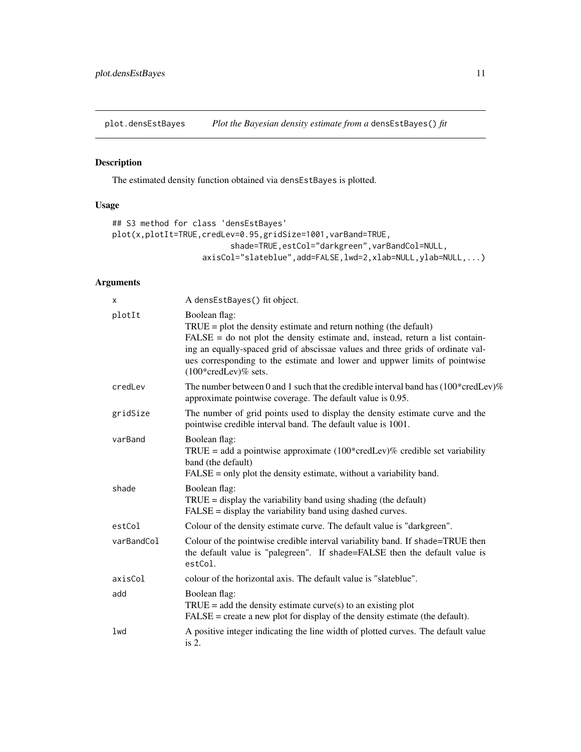# plot.densEstBayes *Plot the Bayesian density estimate from a* densEstBayes() *fit*

## Description

The estimated density function obtained via densEstBayes is plotted.

## Usage

```
## S3 method for class 'densEstBayes'
plot(x,plotIt=TRUE,credLev=0.95,gridSize=1001,varBand=TRUE,
                        shade=TRUE,estCol="darkgreen",varBandCol=NULL,
                  axisCol="slateblue",add=FALSE,lwd=2,xlab=NULL,ylab=NULL,...)
```

## Arguments

| | |
|---|---|
| x | A densEstBayes() fit object. |
| plotIt | Boolean flag:<br>TRUE = plot the density estimate and return nothing (the default)<br>FALSE = do not plot the density estimate and, instead, return a list containing an equally-spaced grid of abscissae values and three grids of ordinate values corresponding to the estimate and lower and uppwer limits of pointwise (100*credLev)% sets. |
| credLev | The number between 0 and 1 such that the credible interval band has (100*credLev)% approximate pointwise coverage. The default value is 0.95. |
| gridSize | The number of grid points used to display the density estimate curve and the pointwise credible interval band. The default value is 1001. |
| varBand | Boolean flag:<br>TRUE = add a pointwise approximate (100*credLev)% credible set variability band (the default)<br>FALSE = only plot the density estimate, without a variability band. |
| shade | Boolean flag:<br>TRUE = display the variability band using shading (the default)<br>FALSE = display the variability band using dashed curves. |
| estCol | Colour of the density estimate curve. The default value is "darkgreen". |
| varBandCol | Colour of the pointwise credible interval variability band. If shade=TRUE then the default value is "palegreen". If shade=FALSE then the default value is estCol. |
| axisCol | colour of the horizontal axis. The default value is "slateblue". |
| add | Boolean flag:<br>TRUE = add the density estimate curve(s) to an existing plot<br>FALSE = create a new plot for display of the density estimate (the default). |
| lwd | A positive integer indicating the line width of plotted curves. The default value is 2. |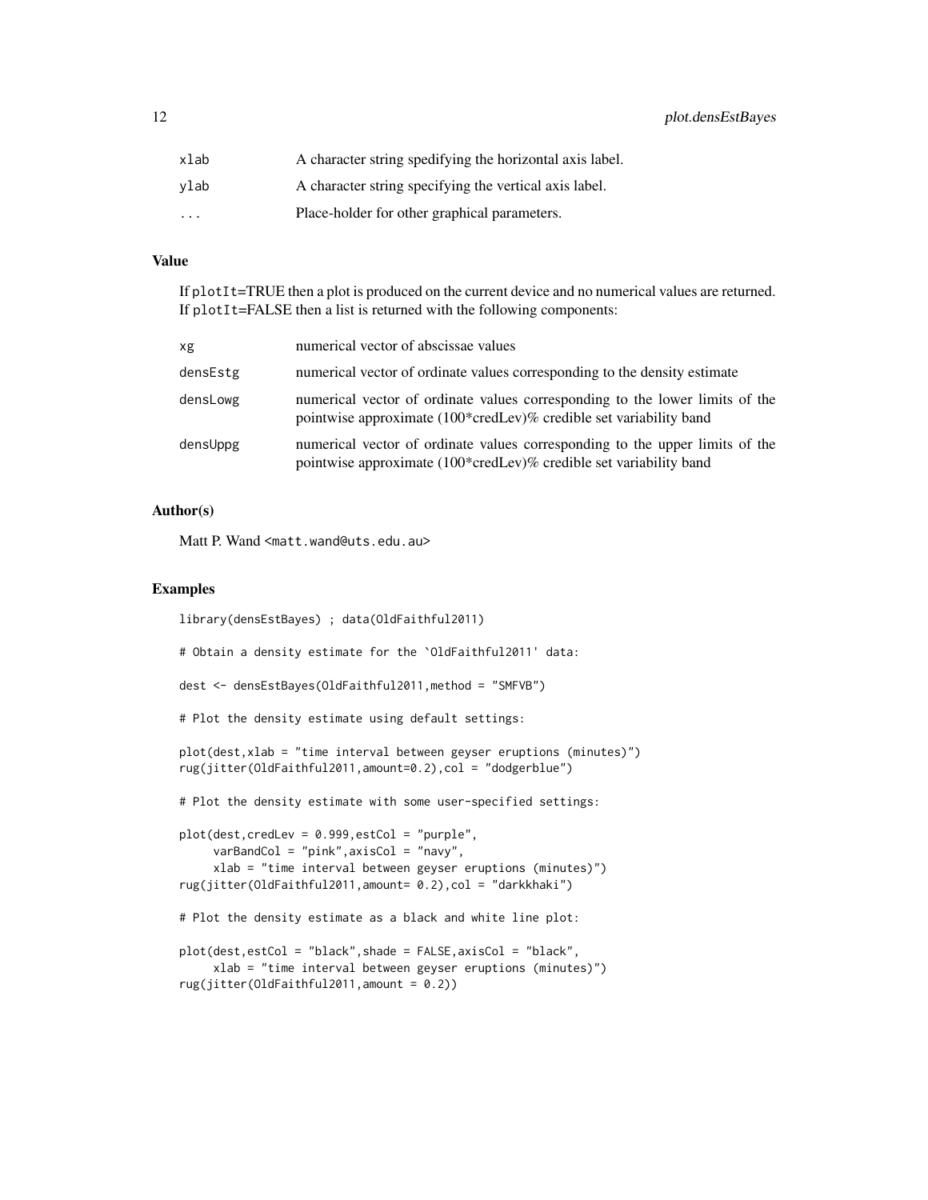| | |
|---|---|
| xlab | A character string spedifying the horizontal axis label. |
| ylab | A character string specifying the vertical axis label. |
| ... | Place-holder for other graphical parameters. |

## Value

If plotIt=TRUE then a plot is produced on the current device and no numerical values are returned. If plotIt=FALSE then a list is returned with the following components:

| | |
|---|---|
| xg | numerical vector of abscissae values |
| densEstg | numerical vector of ordinate values corresponding to the density estimate |
| densLowg | numerical vector of ordinate values corresponding to the lower limits of the pointwise approximate (100*credLev)% credible set variability band |
| densUppg | numerical vector of ordinate values corresponding to the upper limits of the pointwise approximate (100*credLev)% credible set variability band |

## Author(s)

Matt P. Wand <matt.wand@uts.edu.au>

## Examples

```
library(densEstBayes) ; data(OldFaithful2011)

# Obtain a density estimate for the `OldFaithful2011' data:

dest <- densEstBayes(OldFaithful2011,method = "SMFVB")

# Plot the density estimate using default settings:

plot(dest,xlab = "time interval between geyser eruptions (minutes)")
rug(jitter(OldFaithful2011,amount=0.2),col = "dodgerblue")

# Plot the density estimate with some user-specified settings:

plot(dest,credLev = 0.999,estCol = "purple",
     varBandCol = "pink",axisCol = "navy",
     xlab = "time interval between geyser eruptions (minutes)")
rug(jitter(OldFaithful2011,amount= 0.2),col = "darkkhaki")

# Plot the density estimate as a black and white line plot:

plot(dest,estCol = "black",shade = FALSE,axisCol = "black",
     xlab = "time interval between geyser eruptions (minutes)")
rug(jitter(OldFaithful2011,amount = 0.2))
```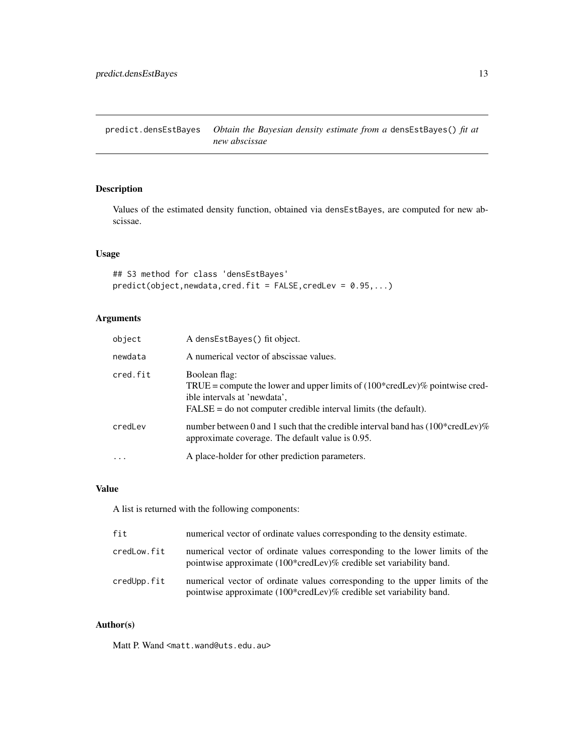# predict.densEstBayes — *Obtain the Bayesian density estimate from a* `densEstBayes()` *fit at new abscissae*

## Description

Values of the estimated density function, obtained via `densEstBayes`, are computed for new abscissae.

## Usage

```
## S3 method for class 'densEstBayes'
predict(object,newdata,cred.fit = FALSE,credLev = 0.95,...)
```

## Arguments

| | |
|---|---|
| `object` | A `densEstBayes()` fit object. |
| `newdata` | A numerical vector of abscissae values. |
| `cred.fit` | Boolean flag:<br>TRUE = compute the lower and upper limits of (100*credLev)% pointwise credible intervals at 'newdata',<br>FALSE = do not computer credible interval limits (the default). |
| `credLev` | number between 0 and 1 such that the credible interval band has (100*credLev)% approximate coverage. The default value is 0.95. |
| `...` | A place-holder for other prediction parameters. |

## Value

A list is returned with the following components:

| | |
|---|---|
| `fit` | numerical vector of ordinate values corresponding to the density estimate. |
| `credLow.fit` | numerical vector of ordinate values corresponding to the lower limits of the pointwise approximate (100*credLev)% credible set variability band. |
| `credUpp.fit` | numerical vector of ordinate values corresponding to the upper limits of the pointwise approximate (100*credLev)% credible set variability band. |

## Author(s)

Matt P. Wand <`matt.wand@uts.edu.au`>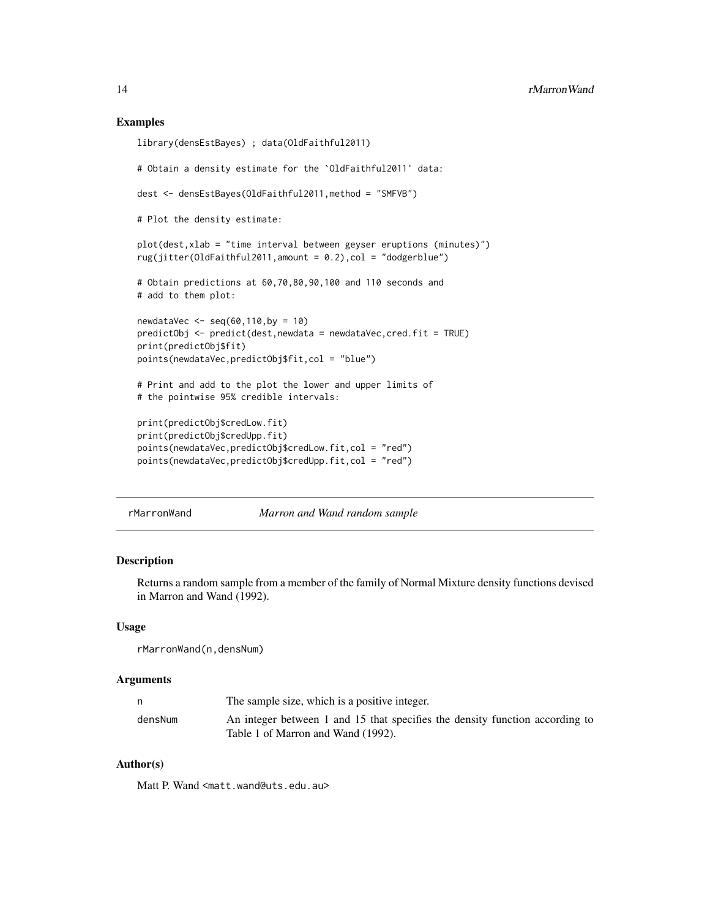## Examples

```
library(densEstBayes) ; data(OldFaithful2011)

# Obtain a density estimate for the `OldFaithful2011' data:

dest <- densEstBayes(OldFaithful2011,method = "SMFVB")

# Plot the density estimate:

plot(dest,xlab = "time interval between geyser eruptions (minutes)")
rug(jitter(OldFaithful2011,amount = 0.2),col = "dodgerblue")

# Obtain predictions at 60,70,80,90,100 and 110 seconds and
# add to them plot:

newdataVec <- seq(60,110,by = 10)
predictObj <- predict(dest,newdata = newdataVec,cred.fit = TRUE)
print(predictObj$fit)
points(newdataVec,predictObj$fit,col = "blue")

# Print and add to the plot the lower and upper limits of
# the pointwise 95% credible intervals:

print(predictObj$credLow.fit)
print(predictObj$credUpp.fit)
points(newdataVec,predictObj$credLow.fit,col = "red")
points(newdataVec,predictObj$credUpp.fit,col = "red")
```

---

# rMarronWand — *Marron and Wand random sample*

---

## Description

Returns a random sample from a member of the family of Normal Mixture density functions devised in Marron and Wand (1992).

## Usage

```
rMarronWand(n,densNum)
```

## Arguments

| | |
|---|---|
| `n` | The sample size, which is a positive integer. |
| `densNum` | An integer between 1 and 15 that specifies the density function according to Table 1 of Marron and Wand (1992). |

## Author(s)

Matt P. Wand <matt.wand@uts.edu.au>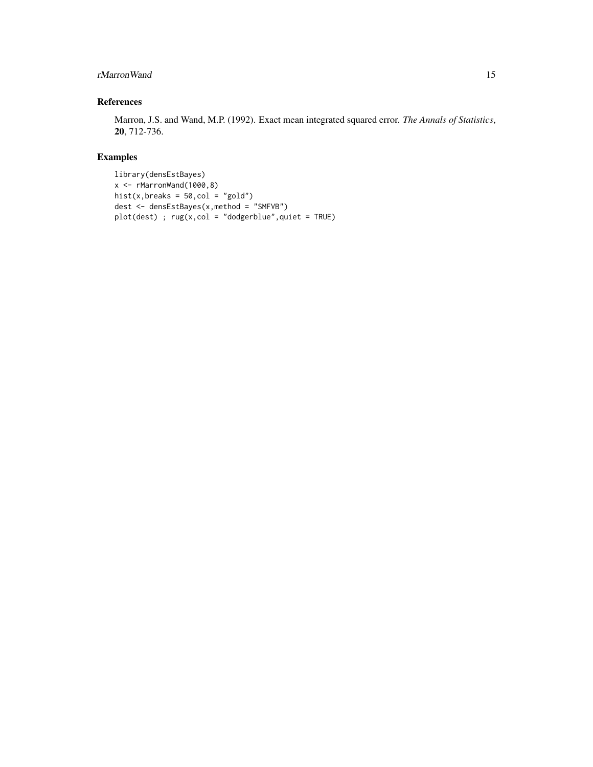## References

Marron, J.S. and Wand, M.P. (1992). Exact mean integrated squared error. *The Annals of Statistics*, **20**, 712-736.

## Examples

```
library(densEstBayes)
x <- rMarronWand(1000,8)
hist(x,breaks = 50,col = "gold")
dest <- densEstBayes(x,method = "SMFVB")
plot(dest) ; rug(x,col = "dodgerblue",quiet = TRUE)
```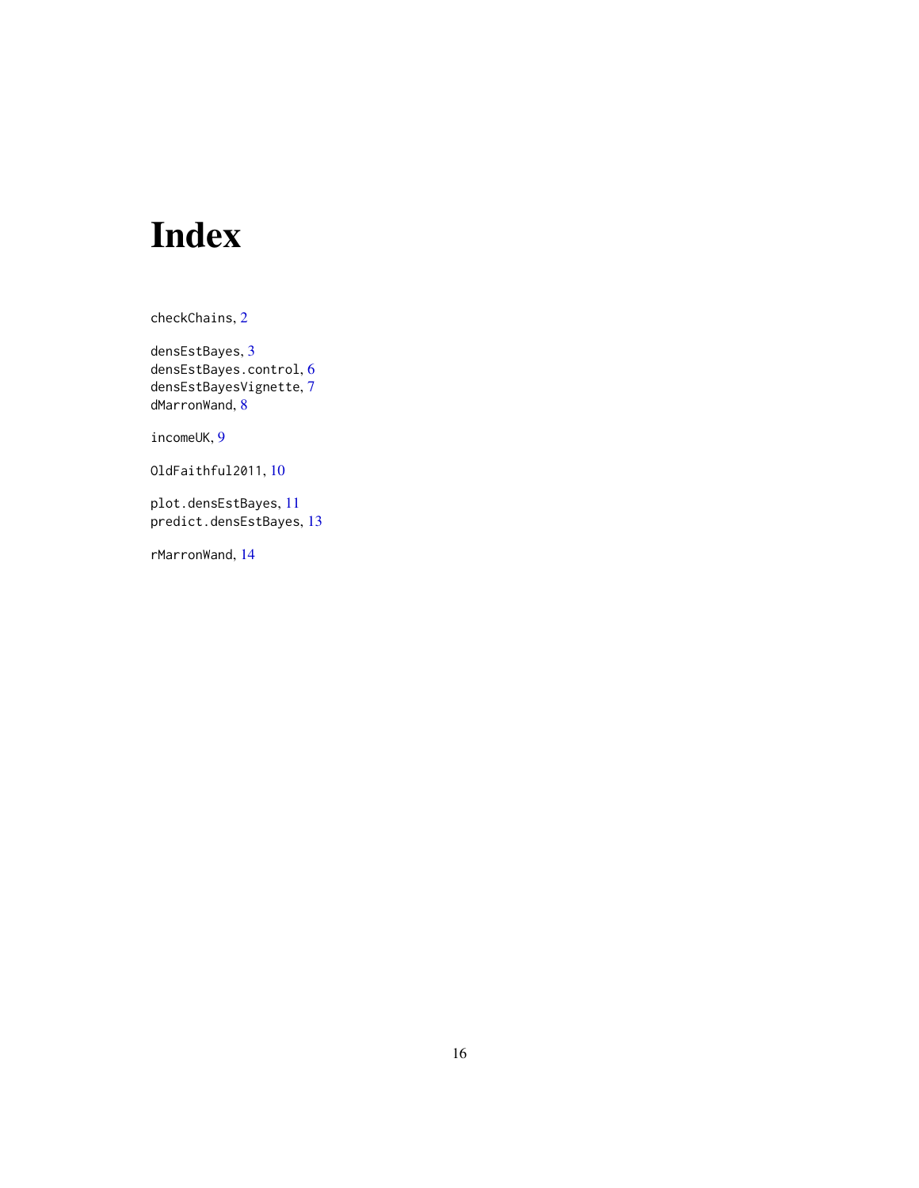# Index

checkChains, 2

densEstBayes, 3
densEstBayes.control, 6
densEstBayesVignette, 7
dMarronWand, 8

incomeUK, 9

OldFaithful2011, 10

plot.densEstBayes, 11
predict.densEstBayes, 13

rMarronWand, 14